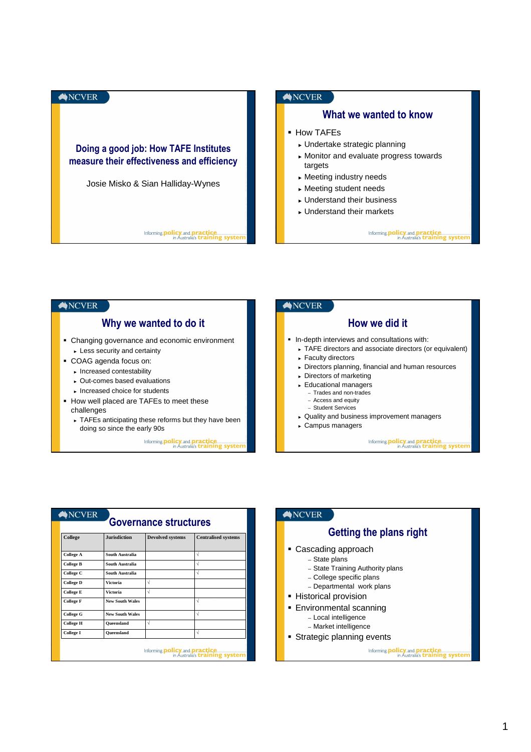# Doing a good job: How TAFE Institutes measure their effectiveness and efficiency

Josie Misko & Sian Halliday-Wynes

## What we wanted to know

- How TAFEs
  - Undertake strategic planning
  - Monitor and evaluate progress towards targets
  - Meeting industry needs
  - Meeting student needs
  - Understand their business
  - Understand their markets

## Why we wanted to do it

- Changing governance and economic environment
  - Less security and certainty
- COAG agenda focus on:
  - Increased contestability
  - Out-comes based evaluations
  - Increased choice for students
- How well placed are TAFEs to meet these challenges
  - TAFEs anticipating these reforms but they have been doing so since the early 90s

## How we did it

- In-depth interviews and consultations with:
  - TAFE directors and associate directors (or equivalent)
  - Faculty directors
  - Directors planning, financial and human resources
  - Directors of marketing
  - Educational managers
    - Trades and non-trades
    - Access and equity
    - Student Services
  - Quality and business improvement managers
  - Campus managers

## Governance structures

| College | Jurisdiction | Devolved systems | Centralised systems |
|---|---|---|---|
| College A | South Australia | | √ |
| College B | South Australia | | √ |
| College C | South Australia | | √ |
| College D | Victoria | √ | |
| College E | Victoria | √ | |
| College F | New South Wales | | √ |
| College G | New South Wales | | √ |
| College H | Queensland | √ | |
| College I | Queensland | | √ |

## Getting the plans right

- Cascading approach
  - State plans
  - State Training Authority plans
  - College specific plans
  - Departmental work plans
- Historical provision
- Environmental scanning
  - Local intelligence
  - Market intelligence
- Strategic planning events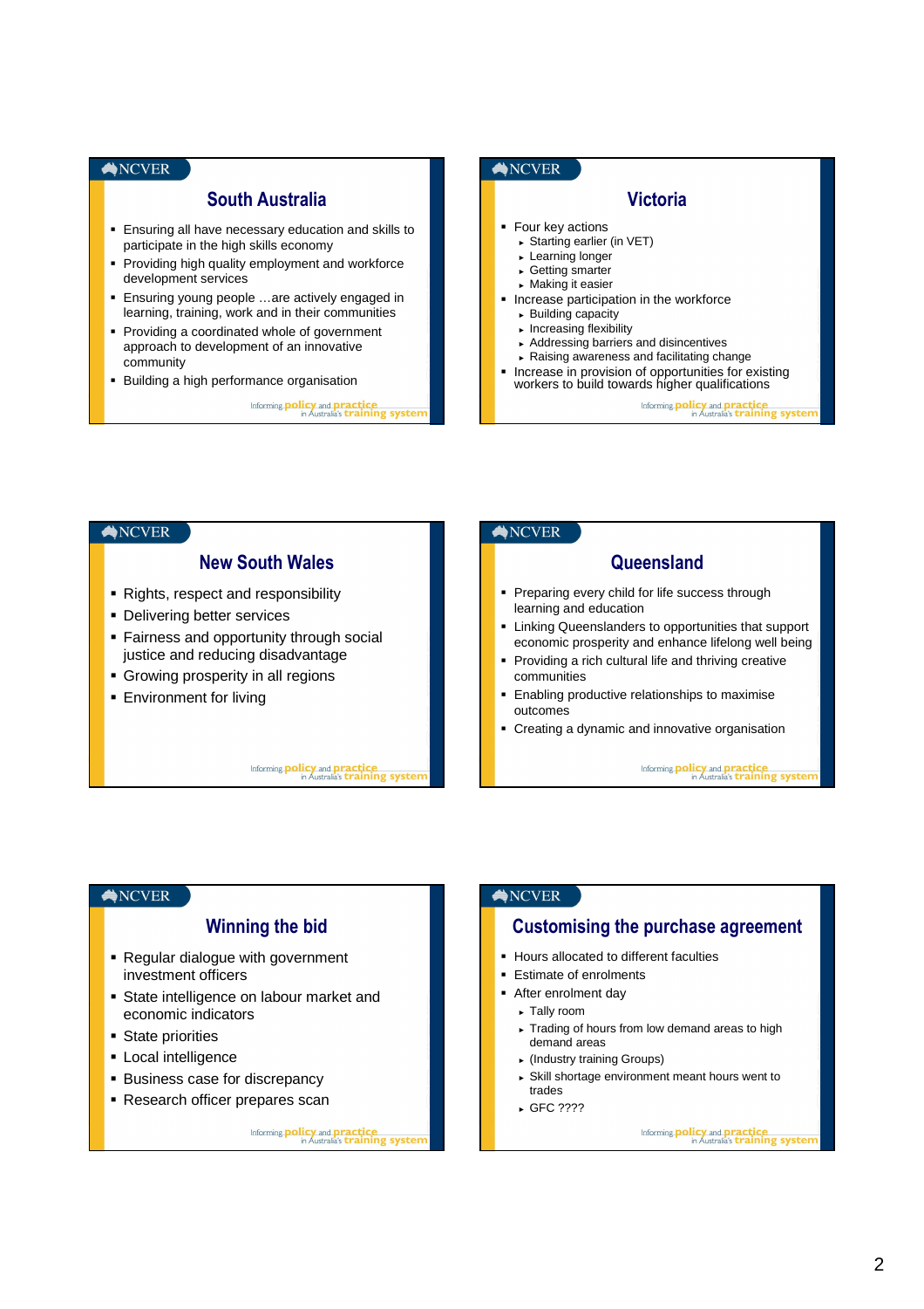## South Australia

- Ensuring all have necessary education and skills to participate in the high skills economy
- Providing high quality employment and workforce development services
- Ensuring young people …are actively engaged in learning, training, work and in their communities
- Providing a coordinated whole of government approach to development of an innovative community
- Building a high performance organisation

## Victoria

- Four key actions
  - Starting earlier (in VET)
  - Learning longer
  - Getting smarter
  - Making it easier
- Increase participation in the workforce
  - Building capacity
  - Increasing flexibility
  - Addressing barriers and disincentives
  - Raising awareness and facilitating change
- Increase in provision of opportunities for existing workers to build towards higher qualifications

## New South Wales

- Rights, respect and responsibility
- Delivering better services
- Fairness and opportunity through social justice and reducing disadvantage
- Growing prosperity in all regions
- Environment for living

## Queensland

- Preparing every child for life success through learning and education
- Linking Queenslanders to opportunities that support economic prosperity and enhance lifelong well being
- Providing a rich cultural life and thriving creative communities
- Enabling productive relationships to maximise outcomes
- Creating a dynamic and innovative organisation

## Winning the bid

- Regular dialogue with government investment officers
- State intelligence on labour market and economic indicators
- State priorities
- Local intelligence
- Business case for discrepancy
- Research officer prepares scan

## Customising the purchase agreement

- Hours allocated to different faculties
- Estimate of enrolments
- After enrolment day
  - Tally room
  - Trading of hours from low demand areas to high demand areas
  - (Industry training Groups)
  - Skill shortage environment meant hours went to trades
  - GFC ????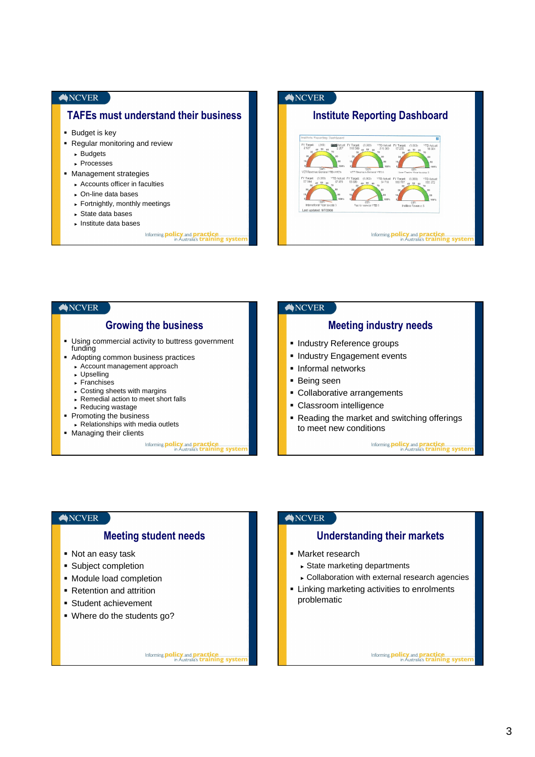## TAFEs must understand their business

- Budget is key
- Regular monitoring and review
  - Budgets
  - Processes
- Management strategies
  - Accounts officer in faculties
  - On-line data bases
  - Fortnightly, monthly meetings
  - State data bases
  - Institute data bases

## Institute Reporting Dashboard

Last updated: 9/7/2008

## Growing the business

- Using commercial activity to buttress government funding
- Adopting common business practices
  - Account management approach
  - Upselling
  - Franchises
  - Costing sheets with margins
  - Remedial action to meet short falls
  - Reducing wastage
- Promoting the business
  - Relationships with media outlets
- Managing their clients

## Meeting industry needs

- Industry Reference groups
- Industry Engagement events
- Informal networks
- Being seen
- Collaborative arrangements
- Classroom intelligence
- Reading the market and switching offerings to meet new conditions

## Meeting student needs

- Not an easy task
- Subject completion
- Module load completion
- Retention and attrition
- Student achievement
- Where do the students go?

## Understanding their markets

- Market research
  - State marketing departments
  - Collaboration with external research agencies
- Linking marketing activities to enrolments problematic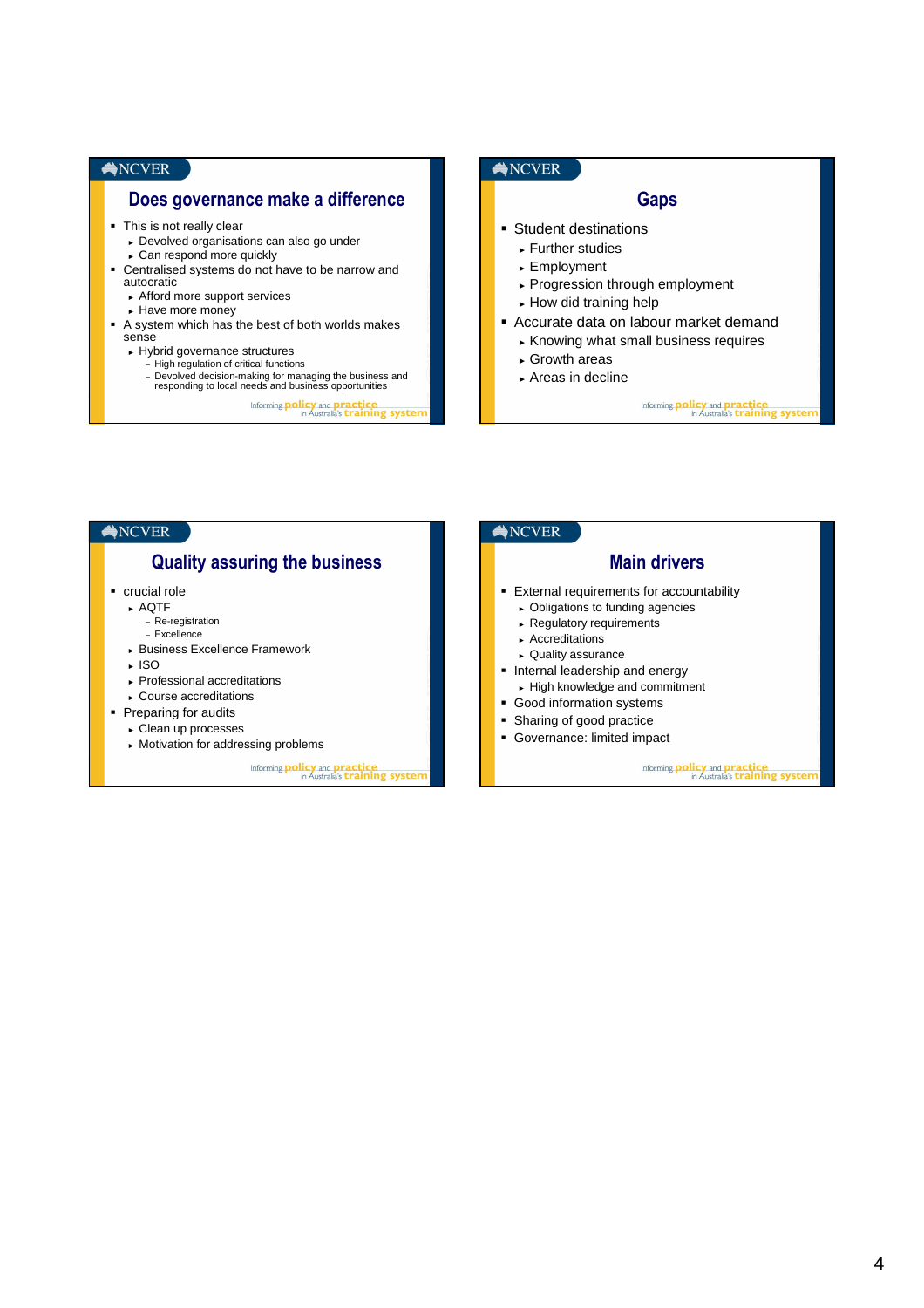## Does governance make a difference

- This is not really clear
  - Devolved organisations can also go under
  - Can respond more quickly
- Centralised systems do not have to be narrow and autocratic
  - Afford more support services
  - Have more money
- A system which has the best of both worlds makes sense
  - Hybrid governance structures
    - High regulation of critical functions
    - Devolved decision-making for managing the business and responding to local needs and business opportunities

## Gaps

- Student destinations
  - Further studies
  - Employment
  - Progression through employment
  - How did training help
- Accurate data on labour market demand
  - Knowing what small business requires
  - Growth areas
  - Areas in decline

## Quality assuring the business

- crucial role
  - AQTF
    - Re-registration
    - Excellence
  - Business Excellence Framework
  - ISO
  - Professional accreditations
  - Course accreditations
- Preparing for audits
  - Clean up processes
  - Motivation for addressing problems

## Main drivers

- External requirements for accountability
  - Obligations to funding agencies
  - Regulatory requirements
  - Accreditations
  - Quality assurance
- Internal leadership and energy
  - High knowledge and commitment
- Good information systems
- Sharing of good practice
- Governance: limited impact